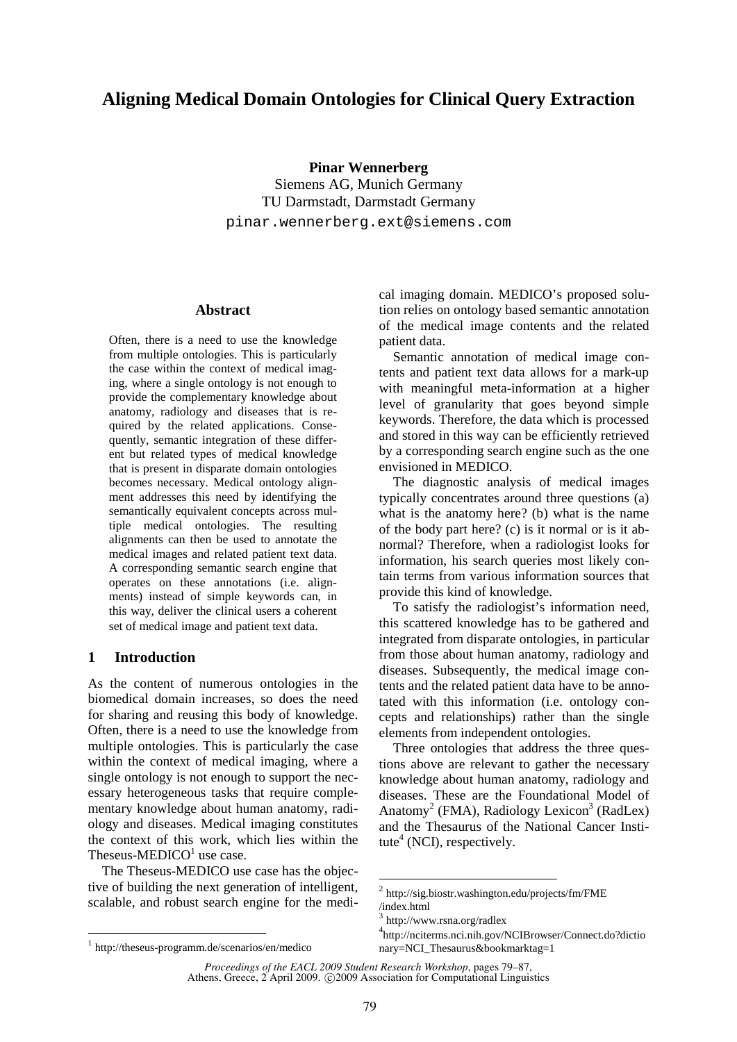# Aligning Medical Domain Ontologies for Clinical Query Extraction

**Pinar Wennerberg**
Siemens AG, Munich Germany
TU Darmstadt, Darmstadt Germany
pinar.wennerberg.ext@siemens.com

## Abstract

Often, there is a need to use the knowledge from multiple ontologies. This is particularly the case within the context of medical imaging, where a single ontology is not enough to provide the complementary knowledge about anatomy, radiology and diseases that is required by the related applications. Consequently, semantic integration of these different but related types of medical knowledge that is present in disparate domain ontologies becomes necessary. Medical ontology alignment addresses this need by identifying the semantically equivalent concepts across multiple medical ontologies. The resulting alignments can then be used to annotate the medical images and related patient text data. A corresponding semantic search engine that operates on these annotations (i.e. alignments) instead of simple keywords can, in this way, deliver the clinical users a coherent set of medical image and patient text data.

## 1 Introduction

As the content of numerous ontologies in the biomedical domain increases, so does the need for sharing and reusing this body of knowledge. Often, there is a need to use the knowledge from multiple ontologies. This is particularly the case within the context of medical imaging, where a single ontology is not enough to support the necessary heterogeneous tasks that require complementary knowledge about human anatomy, radiology and diseases. Medical imaging constitutes the context of this work, which lies within the Theseus-MEDICO[1] use case.

The Theseus-MEDICO use case has the objective of building the next generation of intelligent, scalable, and robust search engine for the medical imaging domain. MEDICO's proposed solution relies on ontology based semantic annotation of the medical image contents and the related patient data.

Semantic annotation of medical image contents and patient text data allows for a mark-up with meaningful meta-information at a higher level of granularity that goes beyond simple keywords. Therefore, the data which is processed and stored in this way can be efficiently retrieved by a corresponding search engine such as the one envisioned in MEDICO.

The diagnostic analysis of medical images typically concentrates around three questions (a) what is the anatomy here? (b) what is the name of the body part here? (c) is it normal or is it abnormal? Therefore, when a radiologist looks for information, his search queries most likely contain terms from various information sources that provide this kind of knowledge.

To satisfy the radiologist's information need, this scattered knowledge has to be gathered and integrated from disparate ontologies, in particular from those about human anatomy, radiology and diseases. Subsequently, the medical image contents and the related patient data have to be annotated with this information (i.e. ontology concepts and relationships) rather than the single elements from independent ontologies.

Three ontologies that address the three questions above are relevant to gather the necessary knowledge about human anatomy, radiology and diseases. These are the Foundational Model of Anatomy[2] (FMA), Radiology Lexicon[3] (RadLex) and the Thesaurus of the National Cancer Institute[4] (NCI), respectively.

[1] http://theseus-programm.de/scenarios/en/medico

[2] http://sig.biostr.washington.edu/projects/fm/FME/index.html

[3] http://www.rsna.org/radlex

[4] http://nciterms.nci.nih.gov/NCIBrowser/Connect.do?dictionary=NCI_Thesaurus&bookmarktag=1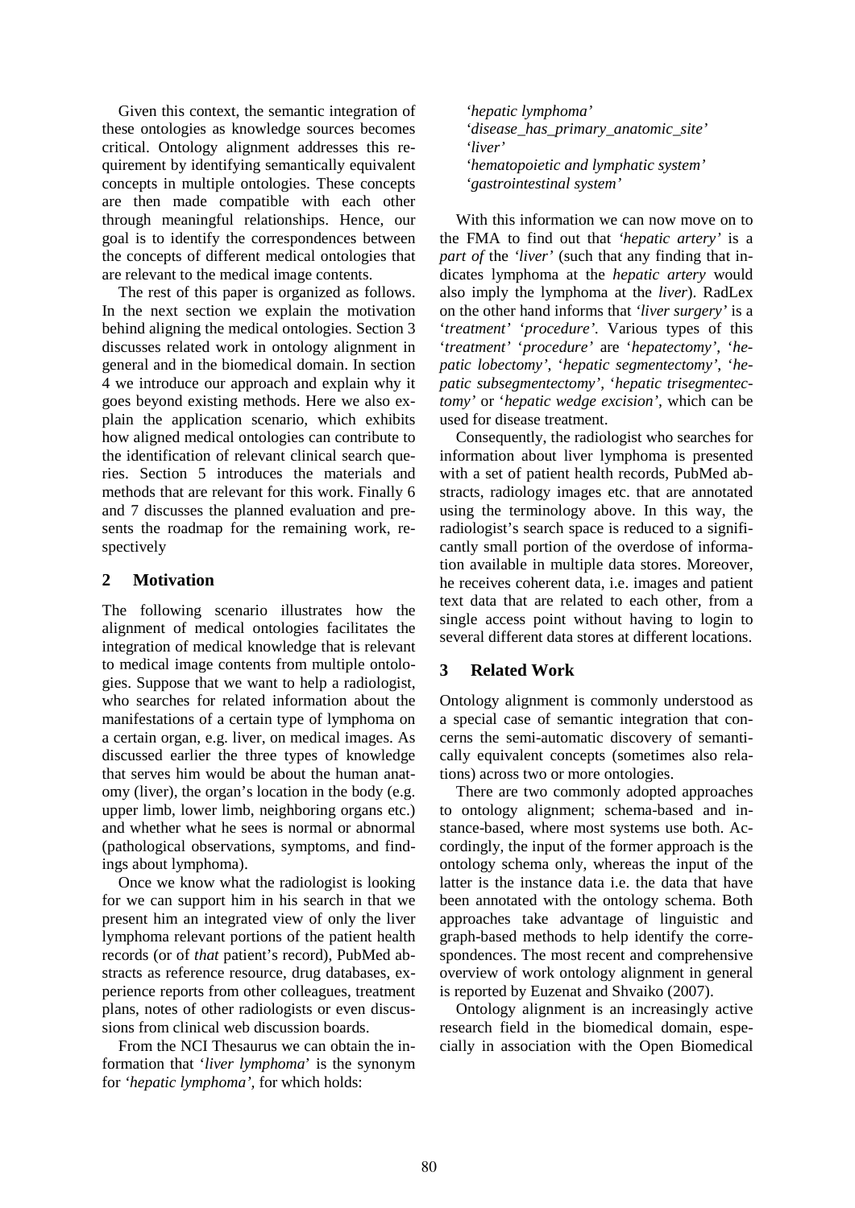Given this context, the semantic integration of these ontologies as knowledge sources becomes critical. Ontology alignment addresses this requirement by identifying semantically equivalent concepts in multiple ontologies. These concepts are then made compatible with each other through meaningful relationships. Hence, our goal is to identify the correspondences between the concepts of different medical ontologies that are relevant to the medical image contents.

The rest of this paper is organized as follows. In the next section we explain the motivation behind aligning the medical ontologies. Section 3 discusses related work in ontology alignment in general and in the biomedical domain. In section 4 we introduce our approach and explain why it goes beyond existing methods. Here we also explain the application scenario, which exhibits how aligned medical ontologies can contribute to the identification of relevant clinical search queries. Section 5 introduces the materials and methods that are relevant for this work. Finally 6 and 7 discusses the planned evaluation and presents the roadmap for the remaining work, respectively

## 2 Motivation

The following scenario illustrates how the alignment of medical ontologies facilitates the integration of medical knowledge that is relevant to medical image contents from multiple ontologies. Suppose that we want to help a radiologist, who searches for related information about the manifestations of a certain type of lymphoma on a certain organ, e.g. liver, on medical images. As discussed earlier the three types of knowledge that serves him would be about the human anatomy (liver), the organ's location in the body (e.g. upper limb, lower limb, neighboring organs etc.) and whether what he sees is normal or abnormal (pathological observations, symptoms, and findings about lymphoma).

Once we know what the radiologist is looking for we can support him in his search in that we present him an integrated view of only the liver lymphoma relevant portions of the patient health records (or of *that* patient's record), PubMed abstracts as reference resource, drug databases, experience reports from other colleagues, treatment plans, notes of other radiologists or even discussions from clinical web discussion boards.

From the NCI Thesaurus we can obtain the information that '*liver lymphoma*' is the synonym for *'hepatic lymphoma'*, for which holds:

*'hepatic lymphoma'*
*'disease_has_primary_anatomic_site'*
*'liver'*
*'hematopoietic and lymphatic system'*
*'gastrointestinal system'*

With this information we can now move on to the FMA to find out that *'hepatic artery'* is a *part of* the *'liver'* (such that any finding that indicates lymphoma at the *hepatic artery* would also imply the lymphoma at the *liver*). RadLex on the other hand informs that *'liver surgery'* is a '*treatment*' '*procedure'*. Various types of this '*treatment*' '*procedure*' are '*hepatectomy*', '*hepatic lobectomy*', '*hepatic segmentectomy*', '*hepatic subsegmentectomy*', '*hepatic trisegmentectomy'* or '*hepatic wedge excision*', which can be used for disease treatment.

Consequently, the radiologist who searches for information about liver lymphoma is presented with a set of patient health records, PubMed abstracts, radiology images etc. that are annotated using the terminology above. In this way, the radiologist's search space is reduced to a significantly small portion of the overdose of information available in multiple data stores. Moreover, he receives coherent data, i.e. images and patient text data that are related to each other, from a single access point without having to login to several different data stores at different locations.

## 3 Related Work

Ontology alignment is commonly understood as a special case of semantic integration that concerns the semi-automatic discovery of semantically equivalent concepts (sometimes also relations) across two or more ontologies.

There are two commonly adopted approaches to ontology alignment; schema-based and instance-based, where most systems use both. Accordingly, the input of the former approach is the ontology schema only, whereas the input of the latter is the instance data i.e. the data that have been annotated with the ontology schema. Both approaches take advantage of linguistic and graph-based methods to help identify the correspondences. The most recent and comprehensive overview of work ontology alignment in general is reported by Euzenat and Shvaiko (2007).

Ontology alignment is an increasingly active research field in the biomedical domain, especially in association with the Open Biomedical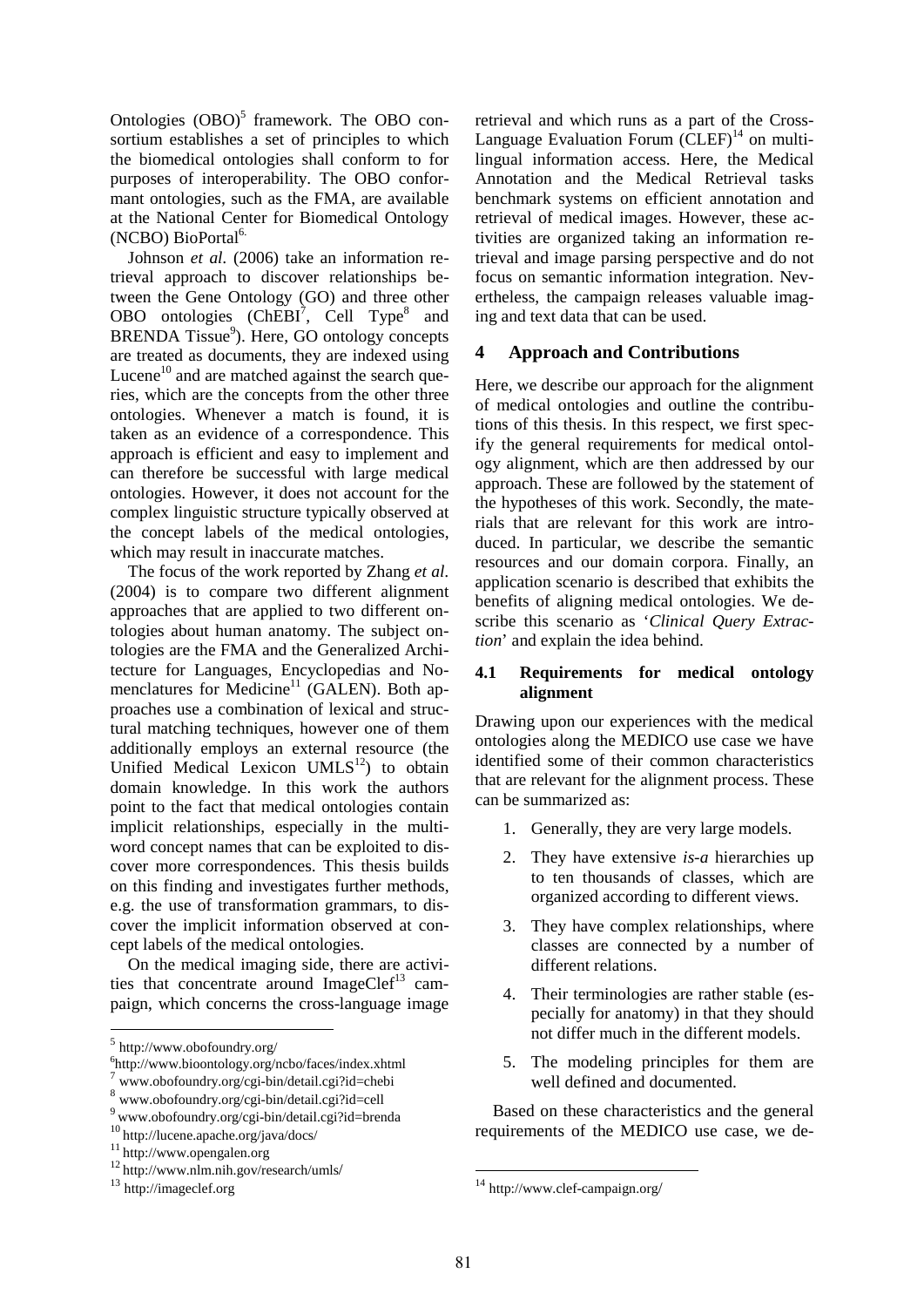Ontologies (OBO)[5] framework. The OBO consortium establishes a set of principles to which the biomedical ontologies shall conform to for purposes of interoperability. The OBO conformant ontologies, such as the FMA, are available at the National Center for Biomedical Ontology (NCBO) BioPortal[6].

Johnson *et al*. (2006) take an information retrieval approach to discover relationships between the Gene Ontology (GO) and three other OBO ontologies (ChEBI[7], Cell Type[8] and BRENDA Tissue[9]). Here, GO ontology concepts are treated as documents, they are indexed using Lucene[10] and are matched against the search queries, which are the concepts from the other three ontologies. Whenever a match is found, it is taken as an evidence of a correspondence. This approach is efficient and easy to implement and can therefore be successful with large medical ontologies. However, it does not account for the complex linguistic structure typically observed at the concept labels of the medical ontologies, which may result in inaccurate matches.

The focus of the work reported by Zhang *et al*. (2004) is to compare two different alignment approaches that are applied to two different ontologies about human anatomy. The subject ontologies are the FMA and the Generalized Architecture for Languages, Encyclopedias and Nomenclatures for Medicine[11] (GALEN). Both approaches use a combination of lexical and structural matching techniques, however one of them additionally employs an external resource (the Unified Medical Lexicon UMLS[12]) to obtain domain knowledge. In this work the authors point to the fact that medical ontologies contain implicit relationships, especially in the multiword concept names that can be exploited to discover more correspondences. This thesis builds on this finding and investigates further methods, e.g. the use of transformation grammars, to discover the implicit information observed at concept labels of the medical ontologies.

On the medical imaging side, there are activities that concentrate around ImageClef[13] campaign, which concerns the cross-language image retrieval and which runs as a part of the Cross-Language Evaluation Forum (CLEF)[14] on multilingual information access. Here, the Medical Annotation and the Medical Retrieval tasks benchmark systems on efficient annotation and retrieval of medical images. However, these activities are organized taking an information retrieval and image parsing perspective and do not focus on semantic information integration. Nevertheless, the campaign releases valuable imaging and text data that can be used.

## 4 Approach and Contributions

Here, we describe our approach for the alignment of medical ontologies and outline the contributions of this thesis. In this respect, we first specify the general requirements for medical ontology alignment, which are then addressed by our approach. These are followed by the statement of the hypotheses of this work. Secondly, the materials that are relevant for this work are introduced. In particular, we describe the semantic resources and our domain corpora. Finally, an application scenario is described that exhibits the benefits of aligning medical ontologies. We describe this scenario as '*Clinical Query Extraction*' and explain the idea behind.

### 4.1 Requirements for medical ontology alignment

Drawing upon our experiences with the medical ontologies along the MEDICO use case we have identified some of their common characteristics that are relevant for the alignment process. These can be summarized as:

1. Generally, they are very large models.
2. They have extensive *is-a* hierarchies up to ten thousands of classes, which are organized according to different views.
3. They have complex relationships, where classes are connected by a number of different relations.
4. Their terminologies are rather stable (especially for anatomy) in that they should not differ much in the different models.
5. The modeling principles for them are well defined and documented.

Based on these characteristics and the general requirements of the MEDICO use case, we de-

---

[5] http://www.obofoundry.org/

[6] http://www.bioontology.org/ncbo/faces/index.xhtml

[7] www.obofoundry.org/cgi-bin/detail.cgi?id=chebi

[8] www.obofoundry.org/cgi-bin/detail.cgi?id=cell

[9] www.obofoundry.org/cgi-bin/detail.cgi?id=brenda

[10] http://lucene.apache.org/java/docs/

[11] http://www.opengalen.org

[12] http://www.nlm.nih.gov/research/umls/

[13] http://imageclef.org

[14] http://www.clef-campaign.org/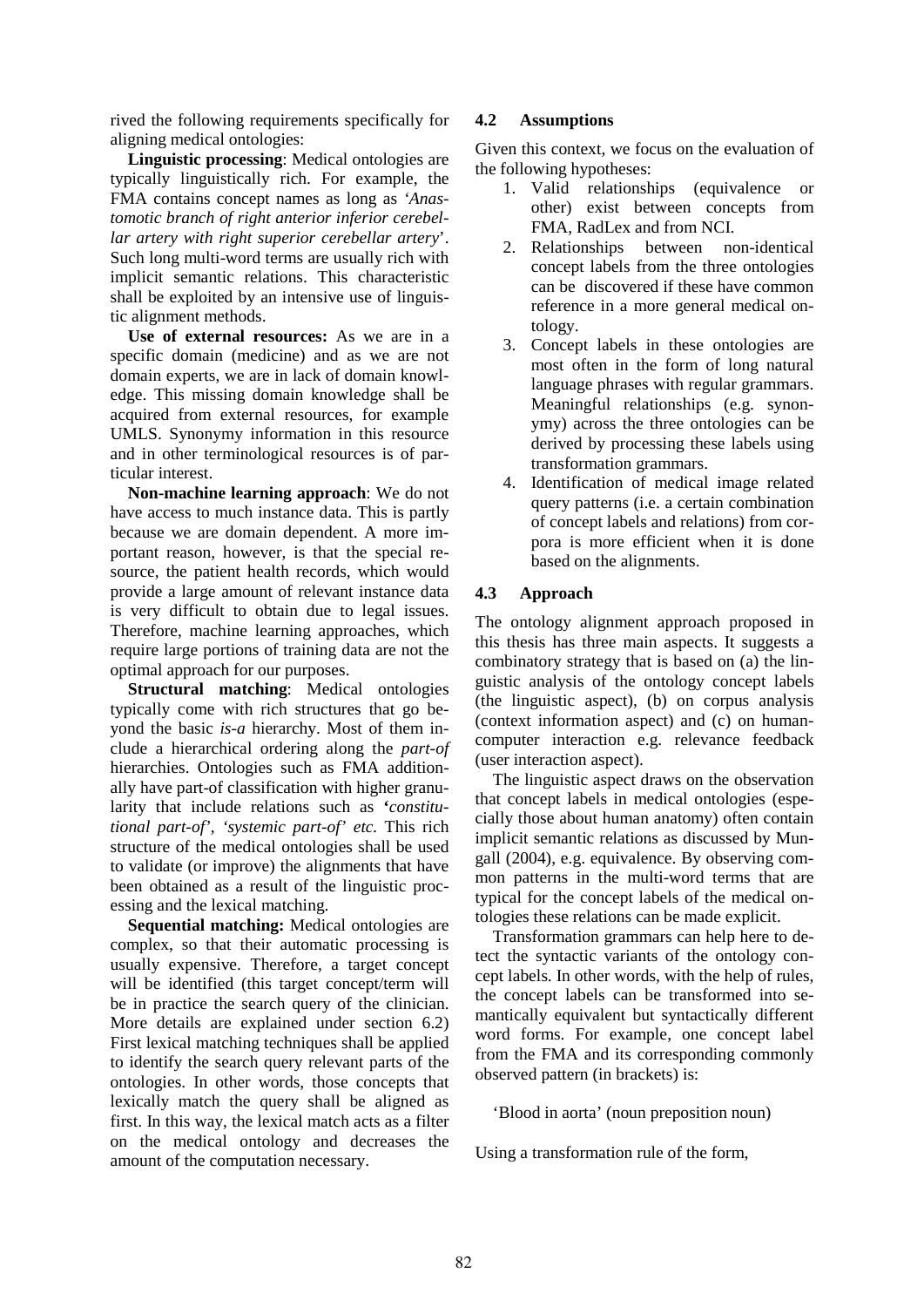rived the following requirements specifically for aligning medical ontologies:

**Linguistic processing**: Medical ontologies are typically linguistically rich. For example, the FMA contains concept names as long as *'Anastomotic branch of right anterior inferior cerebellar artery with right superior cerebellar artery'*. Such long multi-word terms are usually rich with implicit semantic relations. This characteristic shall be exploited by an intensive use of linguistic alignment methods.

**Use of external resources:** As we are in a specific domain (medicine) and as we are not domain experts, we are in lack of domain knowledge. This missing domain knowledge shall be acquired from external resources, for example UMLS. Synonymy information in this resource and in other terminological resources is of particular interest.

**Non-machine learning approach**: We do not have access to much instance data. This is partly because we are domain dependent. A more important reason, however, is that the special resource, the patient health records, which would provide a large amount of relevant instance data is very difficult to obtain due to legal issues. Therefore, machine learning approaches, which require large portions of training data are not the optimal approach for our purposes.

**Structural matching**: Medical ontologies typically come with rich structures that go beyond the basic *is-a* hierarchy. Most of them include a hierarchical ordering along the *part-of* hierarchies. Ontologies such as FMA additionally have part-of classification with higher granularity that include relations such as *'constitutional part-of', 'systemic part-of' etc.* This rich structure of the medical ontologies shall be used to validate (or improve) the alignments that have been obtained as a result of the linguistic processing and the lexical matching.

**Sequential matching:** Medical ontologies are complex, so that their automatic processing is usually expensive. Therefore, a target concept will be identified (this target concept/term will be in practice the search query of the clinician. More details are explained under section 6.2) First lexical matching techniques shall be applied to identify the search query relevant parts of the ontologies. In other words, those concepts that lexically match the query shall be aligned as first. In this way, the lexical match acts as a filter on the medical ontology and decreases the amount of the computation necessary.

## 4.2 Assumptions

Given this context, we focus on the evaluation of the following hypotheses:

1. Valid relationships (equivalence or other) exist between concepts from FMA, RadLex and from NCI.
2. Relationships between non-identical concept labels from the three ontologies can be discovered if these have common reference in a more general medical ontology.
3. Concept labels in these ontologies are most often in the form of long natural language phrases with regular grammars. Meaningful relationships (e.g. synonymy) across the three ontologies can be derived by processing these labels using transformation grammars.
4. Identification of medical image related query patterns (i.e. a certain combination of concept labels and relations) from corpora is more efficient when it is done based on the alignments.

## 4.3 Approach

The ontology alignment approach proposed in this thesis has three main aspects. It suggests a combinatory strategy that is based on (a) the linguistic analysis of the ontology concept labels (the linguistic aspect), (b) on corpus analysis (context information aspect) and (c) on human-computer interaction e.g. relevance feedback (user interaction aspect).

The linguistic aspect draws on the observation that concept labels in medical ontologies (especially those about human anatomy) often contain implicit semantic relations as discussed by Mungall (2004), e.g. equivalence. By observing common patterns in the multi-word terms that are typical for the concept labels of the medical ontologies these relations can be made explicit.

Transformation grammars can help here to detect the syntactic variants of the ontology concept labels. In other words, with the help of rules, the concept labels can be transformed into semantically equivalent but syntactically different word forms. For example, one concept label from the FMA and its corresponding commonly observed pattern (in brackets) is:

'Blood in aorta' (noun preposition noun)

Using a transformation rule of the form,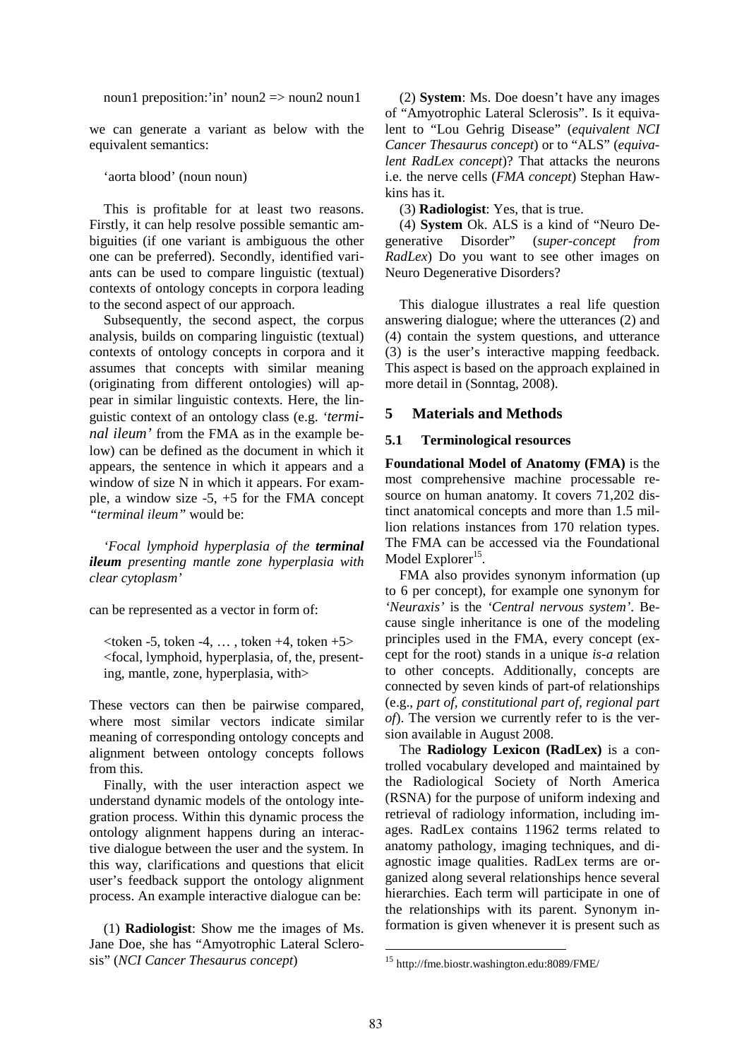noun1 preposition:'in' noun2 => noun2 noun1

we can generate a variant as below with the equivalent semantics:

'aorta blood' (noun noun)

This is profitable for at least two reasons. Firstly, it can help resolve possible semantic ambiguities (if one variant is ambiguous the other one can be preferred). Secondly, identified variants can be used to compare linguistic (textual) contexts of ontology concepts in corpora leading to the second aspect of our approach.

Subsequently, the second aspect, the corpus analysis, builds on comparing linguistic (textual) contexts of ontology concepts in corpora and it assumes that concepts with similar meaning (originating from different ontologies) will appear in similar linguistic contexts. Here, the linguistic context of an ontology class (e.g. *'terminal ileum'* from the FMA as in the example below) can be defined as the document in which it appears, the sentence in which it appears and a window of size N in which it appears. For example, a window size -5, +5 for the FMA concept *"terminal ileum"* would be:

*'Focal lymphoid hyperplasia of the **terminal ileum** presenting mantle zone hyperplasia with clear cytoplasm'*

can be represented as a vector in form of:

<token -5, token -4, … , token +4, token +5>
<focal, lymphoid, hyperplasia, of, the, presenting, mantle, zone, hyperplasia, with>

These vectors can then be pairwise compared, where most similar vectors indicate similar meaning of corresponding ontology concepts and alignment between ontology concepts follows from this.

Finally, with the user interaction aspect we understand dynamic models of the ontology integration process. Within this dynamic process the ontology alignment happens during an interactive dialogue between the user and the system. In this way, clarifications and questions that elicit user's feedback support the ontology alignment process. An example interactive dialogue can be:

(1) **Radiologist**: Show me the images of Ms. Jane Doe, she has "Amyotrophic Lateral Sclerosis" (*NCI Cancer Thesaurus concept*)

(2) **System**: Ms. Doe doesn't have any images of "Amyotrophic Lateral Sclerosis". Is it equivalent to "Lou Gehrig Disease" (*equivalent NCI Cancer Thesaurus concept*) or to "ALS" (*equivalent RadLex concept*)? That attacks the neurons i.e. the nerve cells (*FMA concept*) Stephan Hawkins has it.

(3) **Radiologist**: Yes, that is true.

(4) **System** Ok. ALS is a kind of "Neuro Degenerative Disorder" (*super-concept from RadLex*) Do you want to see other images on Neuro Degenerative Disorders?

This dialogue illustrates a real life question answering dialogue; where the utterances (2) and (4) contain the system questions, and utterance (3) is the user's interactive mapping feedback. This aspect is based on the approach explained in more detail in (Sonntag, 2008).

## 5 Materials and Methods

### 5.1 Terminological resources

**Foundational Model of Anatomy (FMA)** is the most comprehensive machine processable resource on human anatomy. It covers 71,202 distinct anatomical concepts and more than 1.5 million relations instances from 170 relation types. The FMA can be accessed via the Foundational Model Explorer[15].

FMA also provides synonym information (up to 6 per concept), for example one synonym for *'Neuraxis'* is the *'Central nervous system'*. Because single inheritance is one of the modeling principles used in the FMA, every concept (except for the root) stands in a unique *is-a* relation to other concepts. Additionally, concepts are connected by seven kinds of part-of relationships (e.g., *part of, constitutional part of, regional part of*). The version we currently refer to is the version available in August 2008.

The **Radiology Lexicon (RadLex)** is a controlled vocabulary developed and maintained by the Radiological Society of North America (RSNA) for the purpose of uniform indexing and retrieval of radiology information, including images. RadLex contains 11962 terms related to anatomy pathology, imaging techniques, and diagnostic image qualities. RadLex terms are organized along several relationships hence several hierarchies. Each term will participate in one of the relationships with its parent. Synonym information is given whenever it is present such as

[15] http://fme.biostr.washington.edu:8089/FME/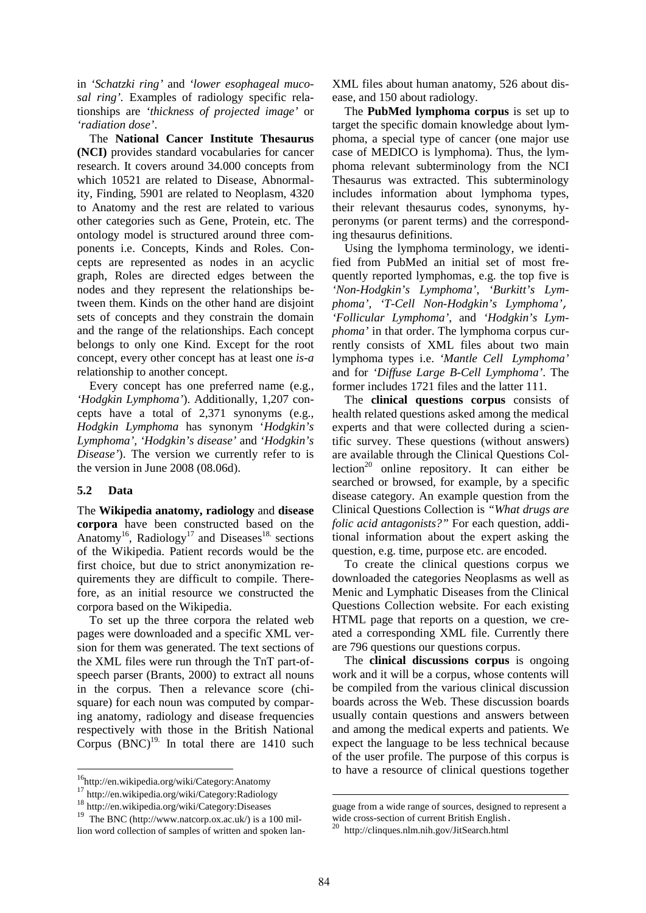in *'Schatzki ring'* and *'lower esophageal mucosal ring'*. Examples of radiology specific relationships are *'thickness of projected image'* or *'radiation dose'*.

The **National Cancer Institute Thesaurus (NCI)** provides standard vocabularies for cancer research. It covers around 34.000 concepts from which 10521 are related to Disease, Abnormality, Finding, 5901 are related to Neoplasm, 4320 to Anatomy and the rest are related to various other categories such as Gene, Protein, etc. The ontology model is structured around three components i.e. Concepts, Kinds and Roles. Concepts are represented as nodes in an acyclic graph, Roles are directed edges between the nodes and they represent the relationships between them. Kinds on the other hand are disjoint sets of concepts and they constrain the domain and the range of the relationships. Each concept belongs to only one Kind. Except for the root concept, every other concept has at least one *is-a* relationship to another concept.

Every concept has one preferred name (e.g., *'Hodgkin Lymphoma'*). Additionally, 1,207 concepts have a total of 2,371 synonyms (e.g., *Hodgkin Lymphoma* has synonym *'Hodgkin's Lymphoma'*, *'Hodgkin's disease'* and *'Hodgkin's Disease'*). The version we currently refer to is the version in June 2008 (08.06d).

### 5.2 Data

The **Wikipedia anatomy, radiology** and **disease corpora** have been constructed based on the Anatomy[16], Radiology[17] and Diseases[18] sections of the Wikipedia. Patient records would be the first choice, but due to strict anonymization requirements they are difficult to compile. Therefore, as an initial resource we constructed the corpora based on the Wikipedia.

To set up the three corpora the related web pages were downloaded and a specific XML version for them was generated. The text sections of the XML files were run through the TnT part-of-speech parser (Brants, 2000) to extract all nouns in the corpus. Then a relevance score (chi-square) for each noun was computed by comparing anatomy, radiology and disease frequencies respectively with those in the British National Corpus (BNC)[19]. In total there are 1410 such XML files about human anatomy, 526 about disease, and 150 about radiology.

The **PubMed lymphoma corpus** is set up to target the specific domain knowledge about lymphoma, a special type of cancer (one major use case of MEDICO is lymphoma). Thus, the lymphoma relevant subterminology from the NCI Thesaurus was extracted. This subterminology includes information about lymphoma types, their relevant thesaurus codes, synonyms, hyperonyms (or parent terms) and the corresponding thesaurus definitions.

Using the lymphoma terminology, we identified from PubMed an initial set of most frequently reported lymphomas, e.g. the top five is *'Non-Hodgkin's Lymphoma'*, *'Burkitt's Lymphoma'*, *'T-Cell Non-Hodgkin's Lymphoma'*, *'Follicular Lymphoma'*, and *'Hodgkin's Lymphoma'* in that order. The lymphoma corpus currently consists of XML files about two main lymphoma types i.e. *'Mantle Cell Lymphoma'* and for *'Diffuse Large B-Cell Lymphoma'*. The former includes 1721 files and the latter 111.

The **clinical questions corpus** consists of health related questions asked among the medical experts and that were collected during a scientific survey. These questions (without answers) are available through the Clinical Questions Collection[20] online repository. It can either be searched or browsed, for example, by a specific disease category. An example question from the Clinical Questions Collection is *"What drugs are folic acid antagonists?"* For each question, additional information about the expert asking the question, e.g. time, purpose etc. are encoded.

To create the clinical questions corpus we downloaded the categories Neoplasms as well as Menic and Lymphatic Diseases from the Clinical Questions Collection website. For each existing HTML page that reports on a question, we created a corresponding XML file. Currently there are 796 questions our questions corpus.

The **clinical discussions corpus** is ongoing work and it will be a corpus, whose contents will be compiled from the various clinical discussion boards across the Web. These discussion boards usually contain questions and answers between and among the medical experts and patients. We expect the language to be less technical because of the user profile. The purpose of this corpus is to have a resource of clinical questions together

---

[16] http://en.wikipedia.org/wiki/Category:Anatomy

[17] http://en.wikipedia.org/wiki/Category:Radiology

[18] http://en.wikipedia.org/wiki/Category:Diseases

[19] The BNC (http://www.natcorp.ox.ac.uk/) is a 100 million word collection of samples of written and spoken language from a wide range of sources, designed to represent a wide cross-section of current British English.

[20] http://clinques.nlm.nih.gov/JitSearch.html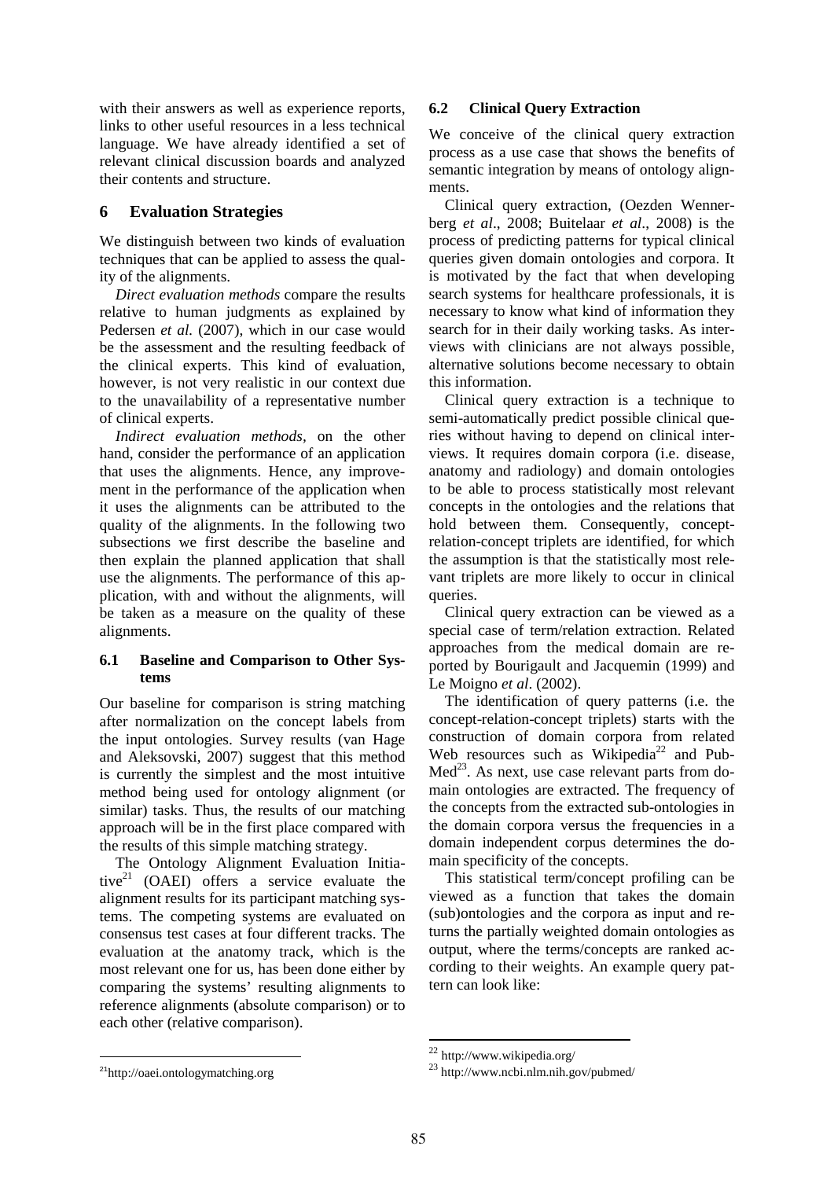with their answers as well as experience reports, links to other useful resources in a less technical language. We have already identified a set of relevant clinical discussion boards and analyzed their contents and structure.

## 6 Evaluation Strategies

We distinguish between two kinds of evaluation techniques that can be applied to assess the quality of the alignments.

*Direct evaluation methods* compare the results relative to human judgments as explained by Pedersen *et al.* (2007), which in our case would be the assessment and the resulting feedback of the clinical experts. This kind of evaluation, however, is not very realistic in our context due to the unavailability of a representative number of clinical experts.

*Indirect evaluation methods*, on the other hand, consider the performance of an application that uses the alignments. Hence, any improvement in the performance of the application when it uses the alignments can be attributed to the quality of the alignments. In the following two subsections we first describe the baseline and then explain the planned application that shall use the alignments. The performance of this application, with and without the alignments, will be taken as a measure on the quality of these alignments.

### 6.1 Baseline and Comparison to Other Systems

Our baseline for comparison is string matching after normalization on the concept labels from the input ontologies. Survey results (van Hage and Aleksovski, 2007) suggest that this method is currently the simplest and the most intuitive method being used for ontology alignment (or similar) tasks. Thus, the results of our matching approach will be in the first place compared with the results of this simple matching strategy.

The Ontology Alignment Evaluation Initiative[21] (OAEI) offers a service evaluate the alignment results for its participant matching systems. The competing systems are evaluated on consensus test cases at four different tracks. The evaluation at the anatomy track, which is the most relevant one for us, has been done either by comparing the systems' resulting alignments to reference alignments (absolute comparison) or to each other (relative comparison).

### 6.2 Clinical Query Extraction

We conceive of the clinical query extraction process as a use case that shows the benefits of semantic integration by means of ontology alignments.

Clinical query extraction, (Oezden Wennerberg *et al*., 2008; Buitelaar *et al*., 2008) is the process of predicting patterns for typical clinical queries given domain ontologies and corpora. It is motivated by the fact that when developing search systems for healthcare professionals, it is necessary to know what kind of information they search for in their daily working tasks. As interviews with clinicians are not always possible, alternative solutions become necessary to obtain this information.

Clinical query extraction is a technique to semi-automatically predict possible clinical queries without having to depend on clinical interviews. It requires domain corpora (i.e. disease, anatomy and radiology) and domain ontologies to be able to process statistically most relevant concepts in the ontologies and the relations that hold between them. Consequently, concept-relation-concept triplets are identified, for which the assumption is that the statistically most relevant triplets are more likely to occur in clinical queries.

Clinical query extraction can be viewed as a special case of term/relation extraction. Related approaches from the medical domain are reported by Bourigault and Jacquemin (1999) and Le Moigno *et al*. (2002).

The identification of query patterns (i.e. the concept-relation-concept triplets) starts with the construction of domain corpora from related Web resources such as Wikipedia[22] and PubMed[23]. As next, use case relevant parts from domain ontologies are extracted. The frequency of the concepts from the extracted sub-ontologies in the domain corpora versus the frequencies in a domain independent corpus determines the domain specificity of the concepts.

This statistical term/concept profiling can be viewed as a function that takes the domain (sub)ontologies and the corpora as input and returns the partially weighted domain ontologies as output, where the terms/concepts are ranked according to their weights. An example query pattern can look like:

---

[21] http://oaei.ontologymatching.org

[22] http://www.wikipedia.org/

[23] http://www.ncbi.nlm.nih.gov/pubmed/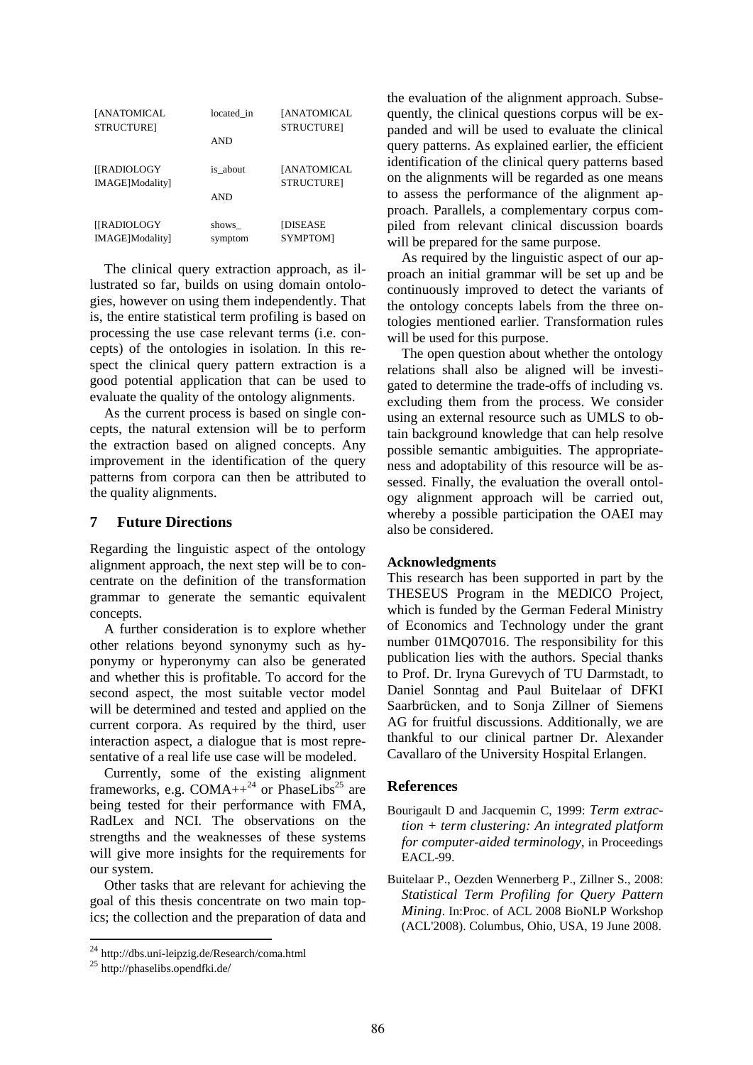| | | |
|---|---|---|
| [ANATOMICAL STRUCTURE] | located_in | [ANATOMICAL STRUCTURE] |
| | AND | |
| [[RADIOLOGY IMAGE]Modality] | is_about | [ANATOMICAL STRUCTURE] |
| | AND | |
| [[RADIOLOGY IMAGE]Modality] | shows_ symptom | [DISEASE SYMPTOM] |

The clinical query extraction approach, as illustrated so far, builds on using domain ontologies, however on using them independently. That is, the entire statistical term profiling is based on processing the use case relevant terms (i.e. concepts) of the ontologies in isolation. In this respect the clinical query pattern extraction is a good potential application that can be used to evaluate the quality of the ontology alignments.

As the current process is based on single concepts, the natural extension will be to perform the extraction based on aligned concepts. Any improvement in the identification of the query patterns from corpora can then be attributed to the quality alignments.

## 7 Future Directions

Regarding the linguistic aspect of the ontology alignment approach, the next step will be to concentrate on the definition of the transformation grammar to generate the semantic equivalent concepts.

A further consideration is to explore whether other relations beyond synonymy such as hyponymy or hyperonymy can also be generated and whether this is profitable. To accord for the second aspect, the most suitable vector model will be determined and tested and applied on the current corpora. As required by the third, user interaction aspect, a dialogue that is most representative of a real life use case will be modeled.

Currently, some of the existing alignment frameworks, e.g. COMA++[24] or PhaseLibs[25] are being tested for their performance with FMA, RadLex and NCI. The observations on the strengths and the weaknesses of these systems will give more insights for the requirements for our system.

Other tasks that are relevant for achieving the goal of this thesis concentrate on two main topics; the collection and the preparation of data and the evaluation of the alignment approach. Subsequently, the clinical questions corpus will be expanded and will be used to evaluate the clinical query patterns. As explained earlier, the efficient identification of the clinical query patterns based on the alignments will be regarded as one means to assess the performance of the alignment approach. Parallels, a complementary corpus compiled from relevant clinical discussion boards will be prepared for the same purpose.

As required by the linguistic aspect of our approach an initial grammar will be set up and be continuously improved to detect the variants of the ontology concepts labels from the three ontologies mentioned earlier. Transformation rules will be used for this purpose.

The open question about whether the ontology relations shall also be aligned will be investigated to determine the trade-offs of including vs. excluding them from the process. We consider using an external resource such as UMLS to obtain background knowledge that can help resolve possible semantic ambiguities. The appropriateness and adoptability of this resource will be assessed. Finally, the evaluation the overall ontology alignment approach will be carried out, whereby a possible participation the OAEI may also be considered.

### Acknowledgments

This research has been supported in part by the THESEUS Program in the MEDICO Project, which is funded by the German Federal Ministry of Economics and Technology under the grant number 01MQ07016. The responsibility for this publication lies with the authors. Special thanks to Prof. Dr. Iryna Gurevych of TU Darmstadt, to Daniel Sonntag and Paul Buitelaar of DFKI Saarbrücken, and to Sonja Zillner of Siemens AG for fruitful discussions. Additionally, we are thankful to our clinical partner Dr. Alexander Cavallaro of the University Hospital Erlangen.

## References

Bourigault D and Jacquemin C, 1999: *Term extraction + term clustering: An integrated platform for computer-aided terminology*, in Proceedings EACL-99.

Buitelaar P., Oezden Wennerberg P., Zillner S., 2008: *Statistical Term Profiling for Query Pattern Mining*. In:Proc. of ACL 2008 BioNLP Workshop (ACL'2008). Columbus, Ohio, USA, 19 June 2008.

---

[24] http://dbs.uni-leipzig.de/Research/coma.html

[25] http://phaselibs.opendfki.de/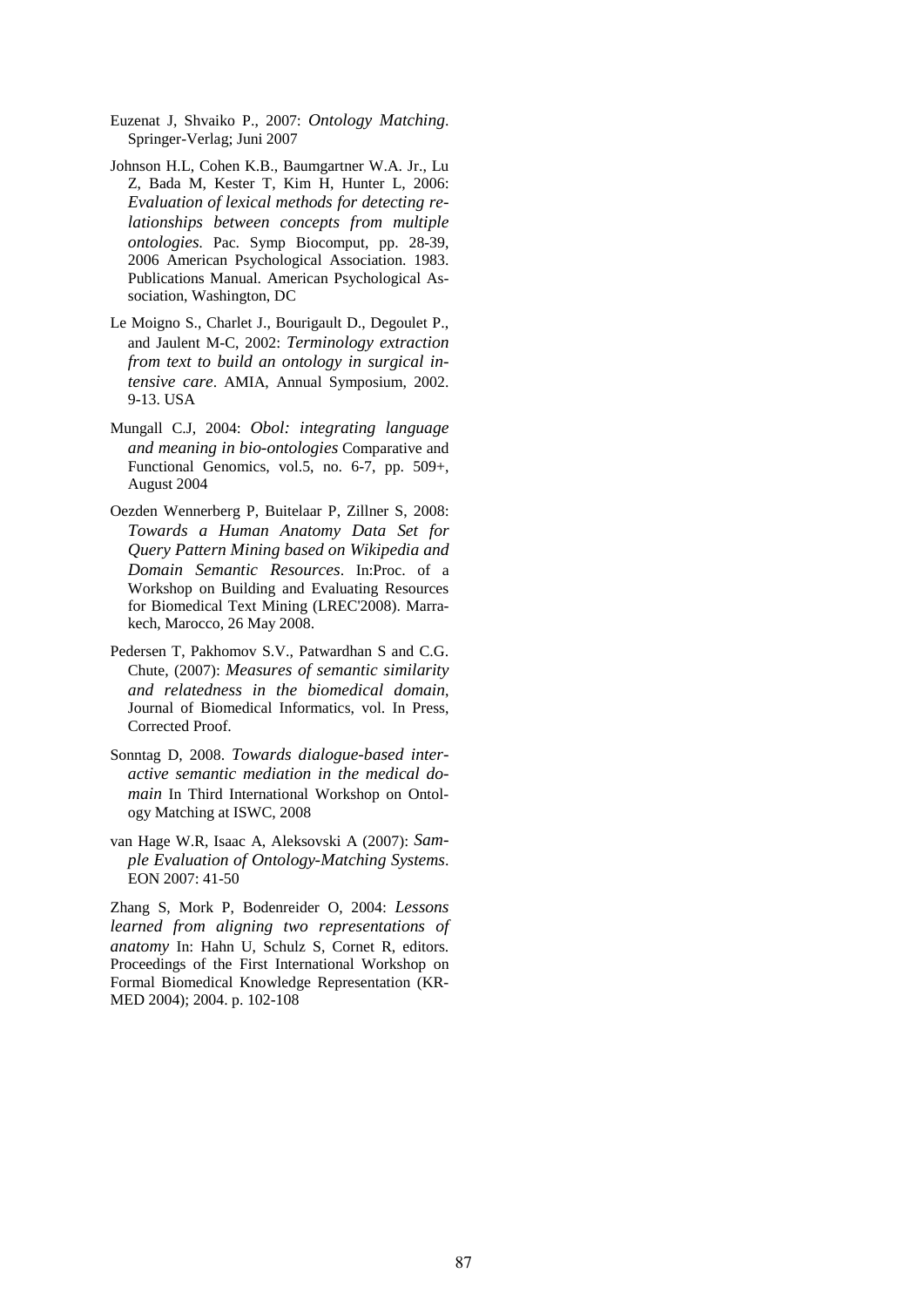Euzenat J, Shvaiko P., 2007: *Ontology Matching*. Springer-Verlag; Juni 2007

Johnson H.L, Cohen K.B., Baumgartner W.A. Jr., Lu Z, Bada M, Kester T, Kim H, Hunter L, 2006: *Evaluation of lexical methods for detecting relationships between concepts from multiple ontologies.* Pac. Symp Biocomput, pp. 28-39, 2006 American Psychological Association. 1983. Publications Manual. American Psychological Association, Washington, DC

Le Moigno S., Charlet J., Bourigault D., Degoulet P., and Jaulent M-C, 2002: *Terminology extraction from text to build an ontology in surgical intensive care*. AMIA, Annual Symposium, 2002. 9-13. USA

Mungall C.J, 2004: *Obol: integrating language and meaning in bio-ontologies* Comparative and Functional Genomics, vol.5, no. 6-7, pp. 509+, August 2004

Oezden Wennerberg P, Buitelaar P, Zillner S, 2008: *Towards a Human Anatomy Data Set for Query Pattern Mining based on Wikipedia and Domain Semantic Resources*. In:Proc. of a Workshop on Building and Evaluating Resources for Biomedical Text Mining (LREC'2008). Marrakech, Marocco, 26 May 2008.

Pedersen T, Pakhomov S.V., Patwardhan S and C.G. Chute, (2007): *Measures of semantic similarity and relatedness in the biomedical domain*, Journal of Biomedical Informatics, vol. In Press, Corrected Proof.

Sonntag D, 2008. *Towards dialogue-based interactive semantic mediation in the medical domain* In Third International Workshop on Ontology Matching at ISWC, 2008

van Hage W.R, Isaac A, Aleksovski A (2007): *Sample Evaluation of Ontology-Matching Systems*. EON 2007: 41-50

Zhang S, Mork P, Bodenreider O, 2004: *Lessons learned from aligning two representations of anatomy* In: Hahn U, Schulz S, Cornet R, editors. Proceedings of the First International Workshop on Formal Biomedical Knowledge Representation (KR-MED 2004); 2004. p. 102-108